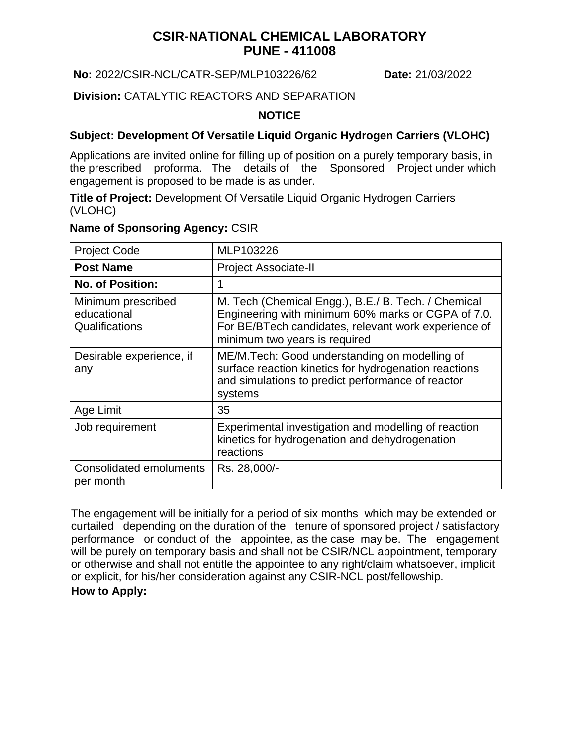# CSIR-NATIONAL CHEMICAL LABORATORY
# PUNE - 411008

**No:** 2022/CSIR-NCL/CATR-SEP/MLP103226/62 **Date:** 21/03/2022

**Division:** CATALYTIC REACTORS AND SEPARATION

**NOTICE**

**Subject: Development Of Versatile Liquid Organic Hydrogen Carriers (VLOHC)**

Applications are invited online for filling up of position on a purely temporary basis, in the prescribed proforma. The details of the Sponsored Project under which engagement is proposed to be made is as under.

**Title of Project:** Development Of Versatile Liquid Organic Hydrogen Carriers (VLOHC)

**Name of Sponsoring Agency:** CSIR

| Project Code | MLP103226 |
|---|---|
| **Post Name** | Project Associate-II |
| **No. of Position:** | 1 |
| Minimum prescribed educational Qualifications | M. Tech (Chemical Engg.), B.E./ B. Tech. / Chemical Engineering with minimum 60% marks or CGPA of 7.0. For BE/BTech candidates, relevant work experience of minimum two years is required |
| Desirable experience, if any | ME/M.Tech: Good understanding on modelling of surface reaction kinetics for hydrogenation reactions and simulations to predict performance of reactor systems |
| Age Limit | 35 |
| Job requirement | Experimental investigation and modelling of reaction kinetics for hydrogenation and dehydrogenation reactions |
| Consolidated emoluments per month | Rs. 28,000/- |

The engagement will be initially for a period of six months which may be extended or curtailed depending on the duration of the tenure of sponsored project / satisfactory performance or conduct of the appointee, as the case may be. The engagement will be purely on temporary basis and shall not be CSIR/NCL appointment, temporary or otherwise and shall not entitle the appointee to any right/claim whatsoever, implicit or explicit, for his/her consideration against any CSIR-NCL post/fellowship.

**How to Apply:**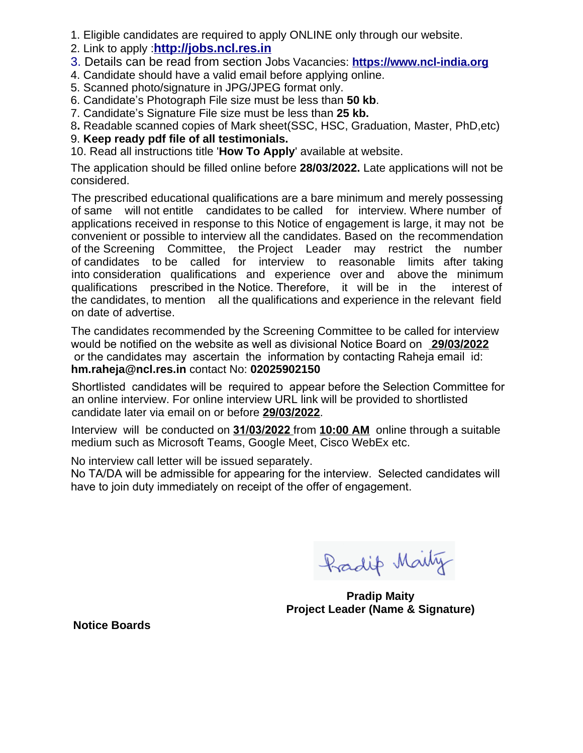1. Eligible candidates are required to apply ONLINE only through our website.
2. Link to apply :**http://jobs.ncl.res.in**
3. Details can be read from section Jobs Vacancies: **https://www.ncl-india.org**
4. Candidate should have a valid email before applying online.
5. Scanned photo/signature in JPG/JPEG format only.
6. Candidate's Photograph File size must be less than **50 kb**.
7. Candidate's Signature File size must be less than **25 kb.**
8. Readable scanned copies of Mark sheet(SSC, HSC, Graduation, Master, PhD,etc)
9. **Keep ready pdf file of all testimonials.**
10. Read all instructions title '**How To Apply**' available at website.

The application should be filled online before **28/03/2022.** Late applications will not be considered.

The prescribed educational qualifications are a bare minimum and merely possessing of same will not entitle candidates to be called for interview. Where number of applications received in response to this Notice of engagement is large, it may not be convenient or possible to interview all the candidates. Based on the recommendation of the Screening Committee, the Project Leader may restrict the number of candidates to be called for interview to reasonable limits after taking into consideration qualifications and experience over and above the minimum qualifications prescribed in the Notice. Therefore, it will be in the interest of the candidates, to mention all the qualifications and experience in the relevant field on date of advertise.

The candidates recommended by the Screening Committee to be called for interview would be notified on the website as well as divisional Notice Board on **29/03/2022** or the candidates may ascertain the information by contacting Raheja email id: **hm.raheja@ncl.res.in** contact No: **02025902150**

Shortlisted candidates will be required to appear before the Selection Committee for an online interview. For online interview URL link will be provided to shortlisted candidate later via email on or before **29/03/2022**.

Interview will be conducted on **31/03/2022** from **10:00 AM** online through a suitable medium such as Microsoft Teams, Google Meet, Cisco WebEx etc.

No interview call letter will be issued separately.
No TA/DA will be admissible for appearing for the interview. Selected candidates will have to join duty immediately on receipt of the offer of engagement.

Pradip Maity

**Pradip Maity**
**Project Leader (Name & Signature)**

**Notice Boards**